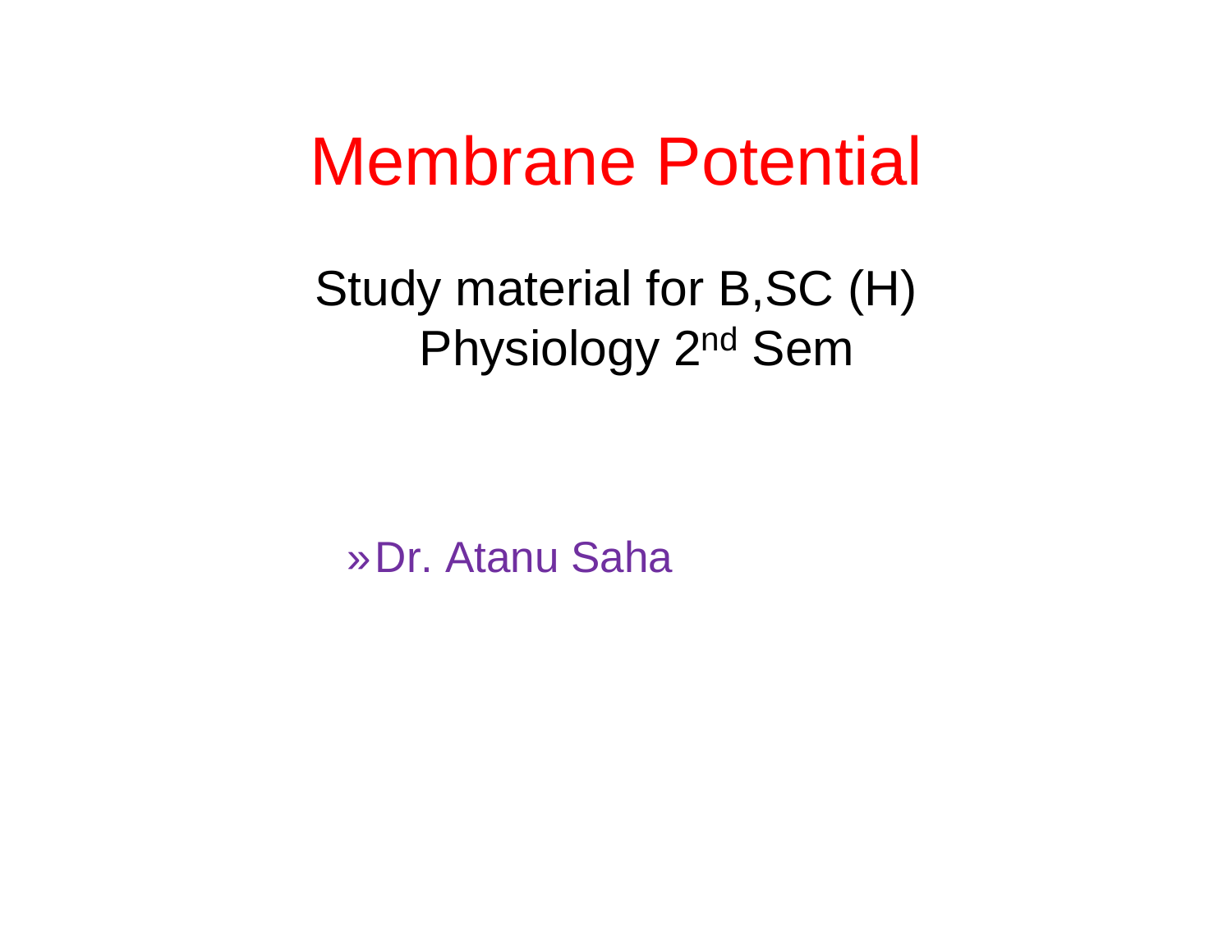# Membrane Potential

Study material for B,SC (H) Physiology 2nd Sem

»Dr. Atanu Saha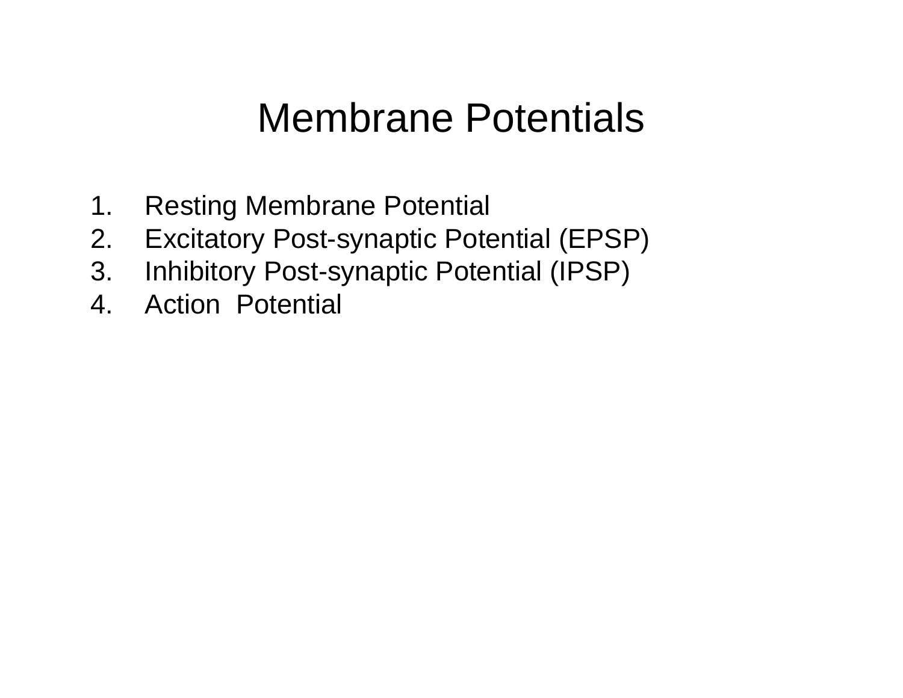# Membrane Potentials

1. Resting Membrane Potential
2. Excitatory Post-synaptic Potential (EPSP)
3. Inhibitory Post-synaptic Potential (IPSP)
4. Action Potential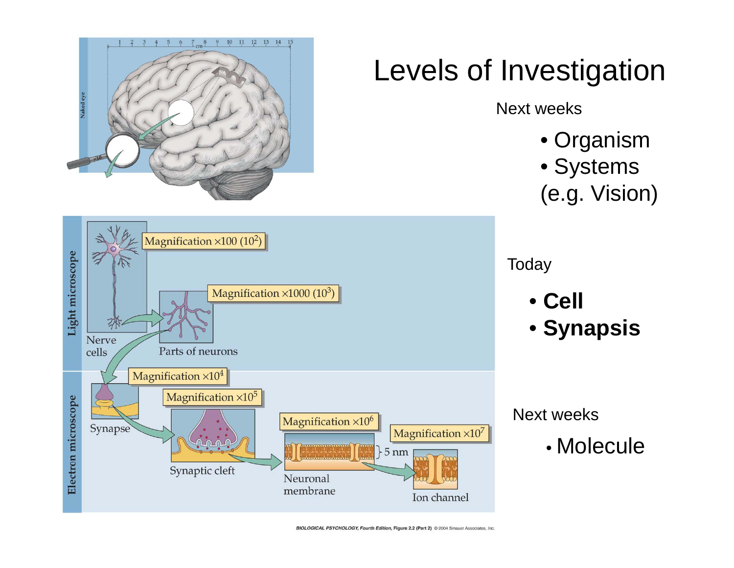# Levels of Investigation

Next weeks

- Organism
- Systems (e.g. Vision)

Today

- **Cell**
- **Synapsis**

Next weeks

- Molecule

Light microscope

Nerve cells — Magnification ×100 ($10^2$)

Parts of neurons — Magnification ×1000 ($10^3$)

Electron microscope

Synapse — Magnification ×$10^4$

Synaptic cleft — Magnification ×$10^5$

Neuronal membrane — Magnification ×$10^6$ — 5 nm

Ion channel — Magnification ×$10^7$

BIOLOGICAL PSYCHOLOGY, Fourth Edition, Figure 2.2 (Part 2) © 2004 Sinauer Associates, Inc.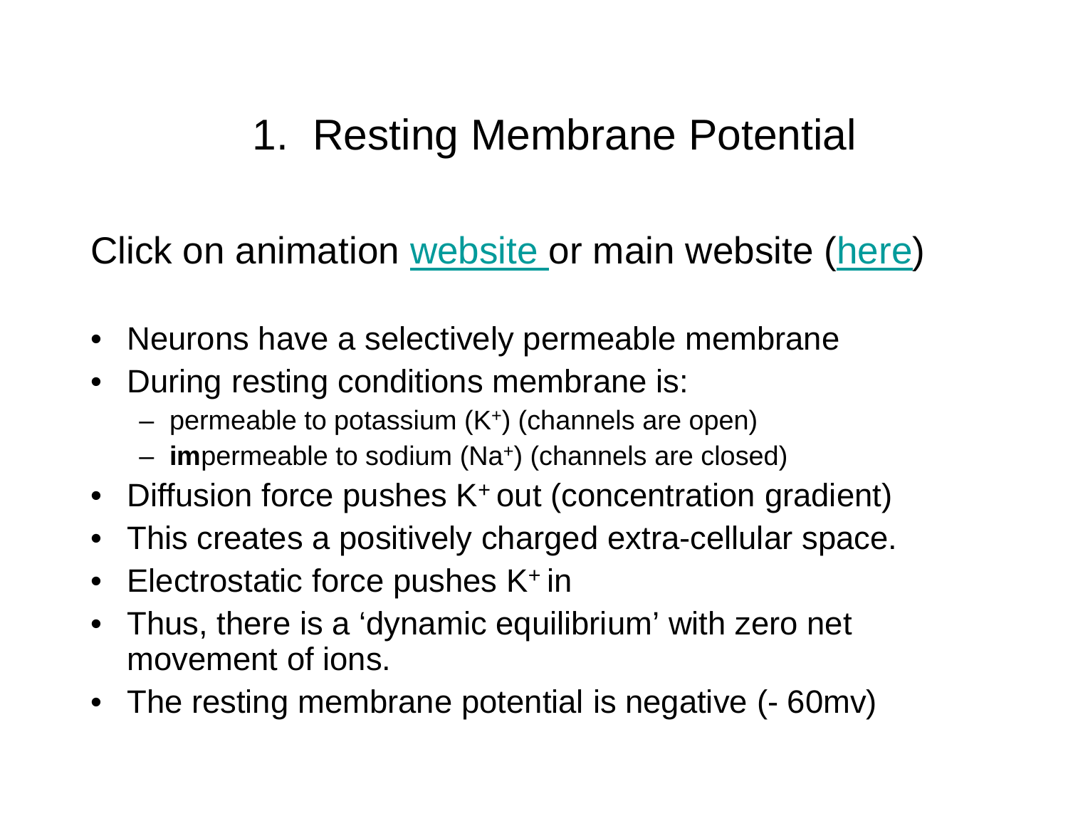# 1. Resting Membrane Potential

Click on animation website or main website (here)

- Neurons have a selectively permeable membrane
- During resting conditions membrane is:
  - permeable to potassium ($K^+$) (channels are open)
  - **im**permeable to sodium ($Na^+$) (channels are closed)
- Diffusion force pushes $K^+$ out (concentration gradient)
- This creates a positively charged extra-cellular space.
- Electrostatic force pushes $K^+$ in
- Thus, there is a 'dynamic equilibrium' with zero net movement of ions.
- The resting membrane potential is negative (- 60mv)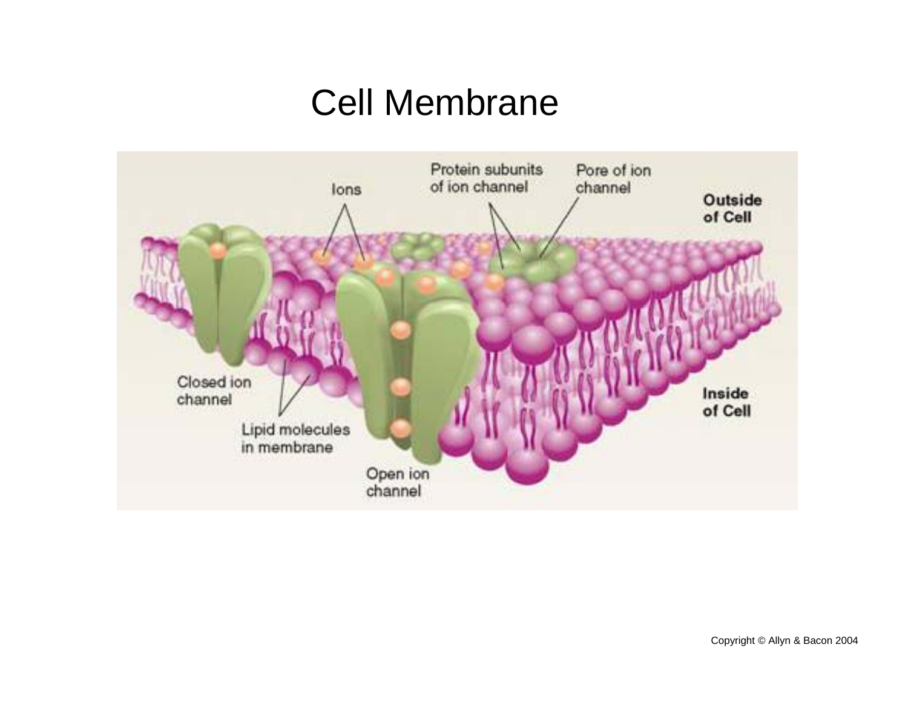# Cell Membrane

Protein subunits of ion channel

Pore of ion channel

Ions

Outside of Cell

Closed ion channel

Lipid molecules in membrane

Open ion channel

Inside of Cell

Copyright © Allyn & Bacon 2004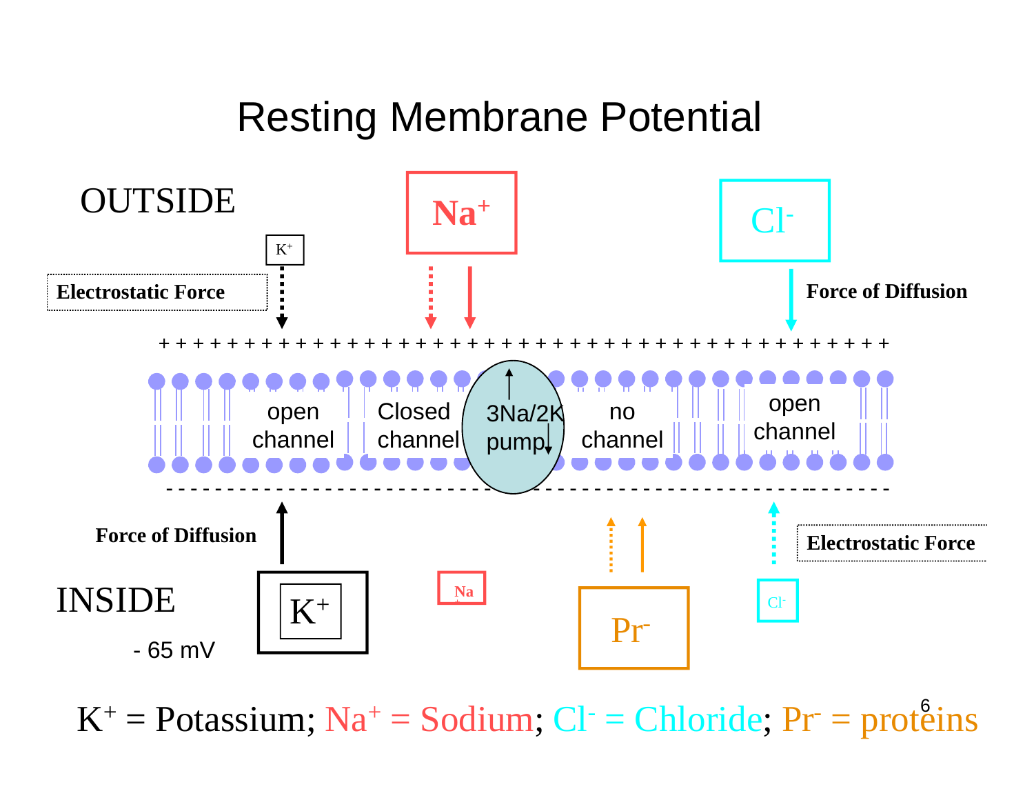# Resting Membrane Potential

OUTSIDE

$Na^+$

$Cl^-$

$K^+$

**Electrostatic Force**

**Force of Diffusion**

+ + + + + + + + + + + + + + + + + + + + + + + + + + + + + + + + + + + + + + + + + + + + +

open channel | Closed channel | 3Na/2K pump | no channel | open channel

\- - - - - - - - - - - - - - - - - - - - - - - - - - - - - - - - - - - - - - - - - - - - - -

**Force of Diffusion**

**Electrostatic Force**

INSIDE

\- 65 mV

$K^+$

$Na^+$

$Pr^-$

$Cl^-$

$K^+$ = Potassium; $Na^+$ = Sodium; $Cl^-$ = Chloride; $Pr^-$ = proteins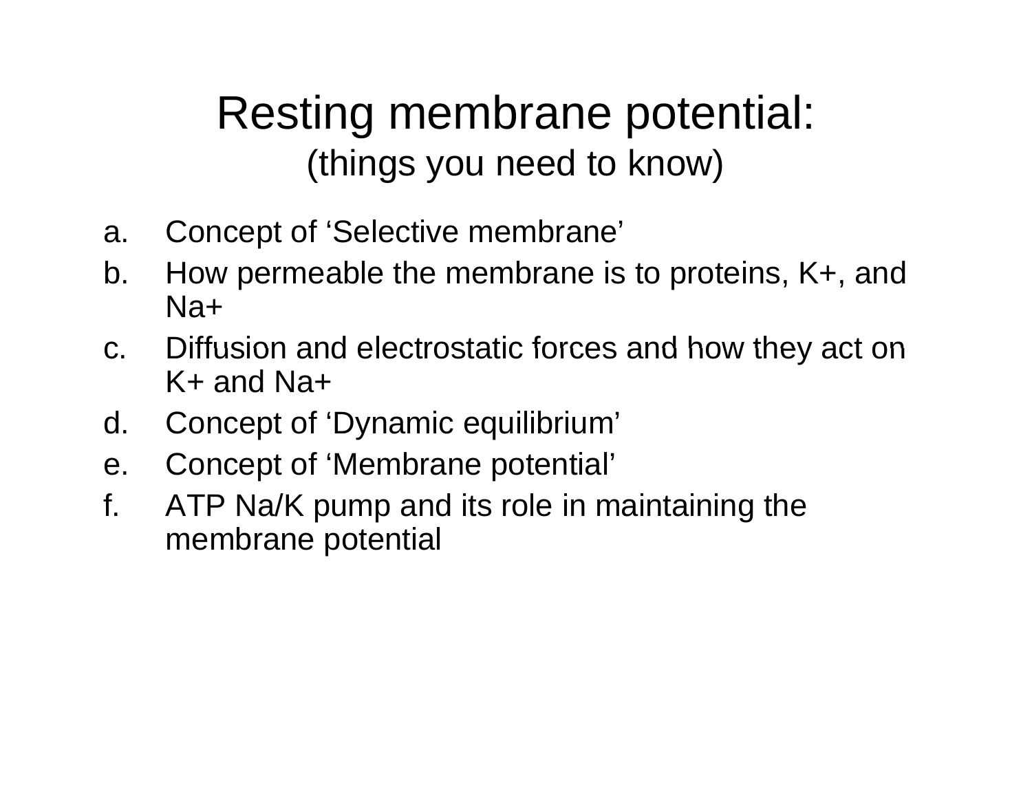# Resting membrane potential:

## (things you need to know)

a. Concept of 'Selective membrane'
b. How permeable the membrane is to proteins, K+, and Na+
c. Diffusion and electrostatic forces and how they act on K+ and Na+
d. Concept of 'Dynamic equilibrium'
e. Concept of 'Membrane potential'
f. ATP Na/K pump and its role in maintaining the membrane potential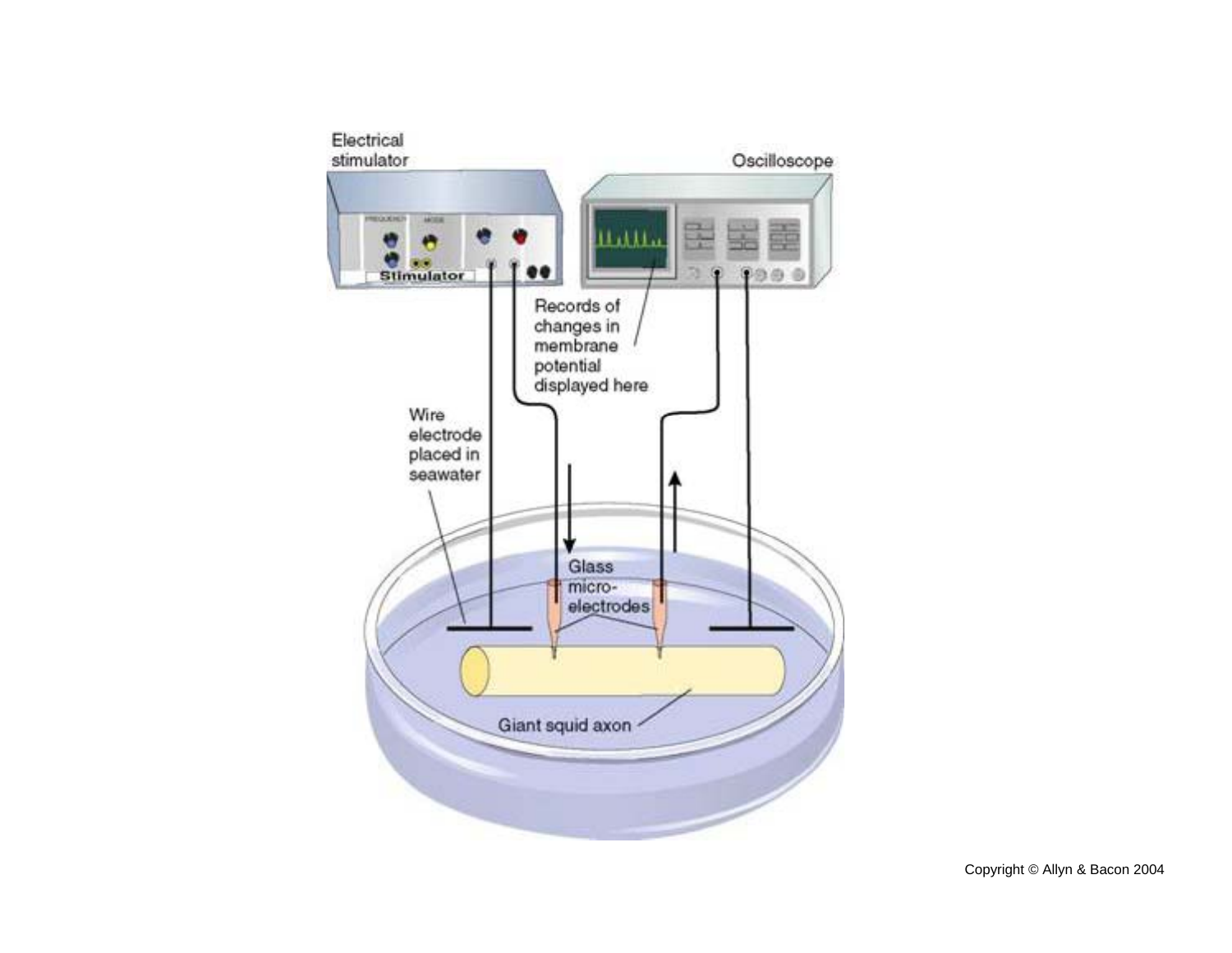Electrical stimulator

Oscilloscope

Stimulator

Records of changes in membrane potential displayed here

Wire electrode placed in seawater

Glass micro-electrodes

Giant squid axon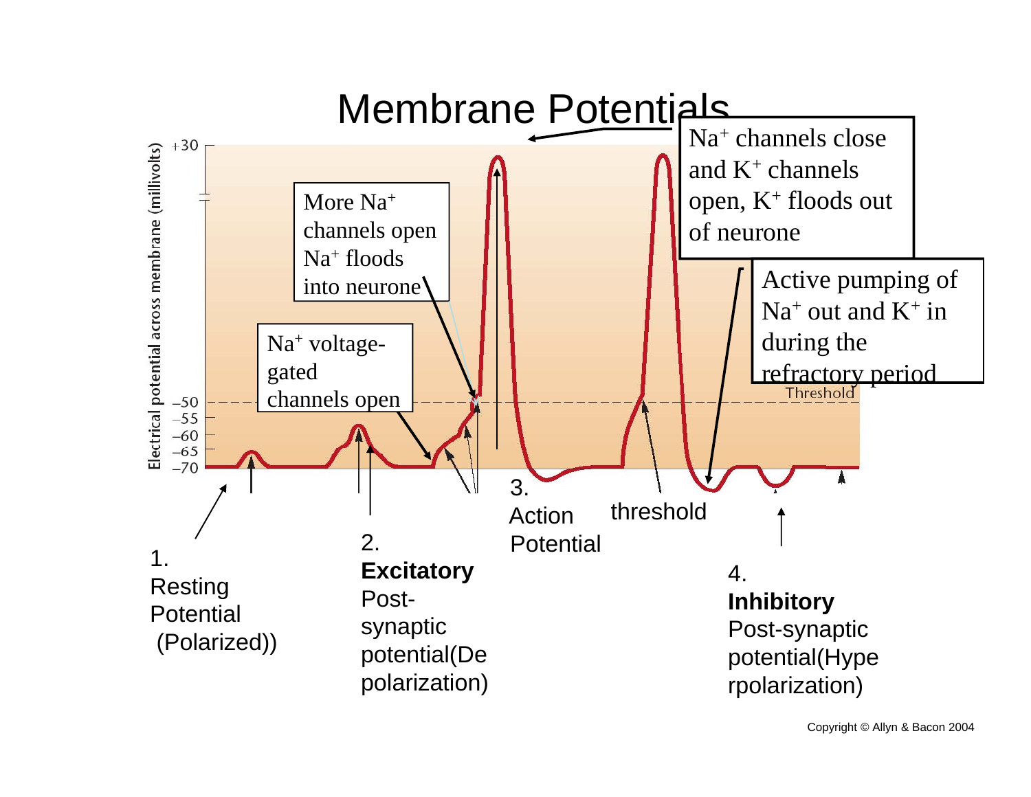# Membrane Potentials

Electrical potential across membrane (millivolts)

+30

−50
−55
−60
−65
−70

Threshold

More $Na^+$ channels open $Na^+$ floods into neurone

$Na^+$ voltage-gated channels open

$Na^+$ channels close and $K^+$ channels open, $K^+$ floods out of neurone

Active pumping of $Na^+$ out and $K^+$ in during the refractory period

1. Resting Potential (Polarized))

2. **Excitatory** Post-synaptic potential(Depolarization)

3. Action Potential

threshold

4. **Inhibitory** Post-synaptic potential(Hyperpolarization)

Copyright © Allyn & Bacon 2004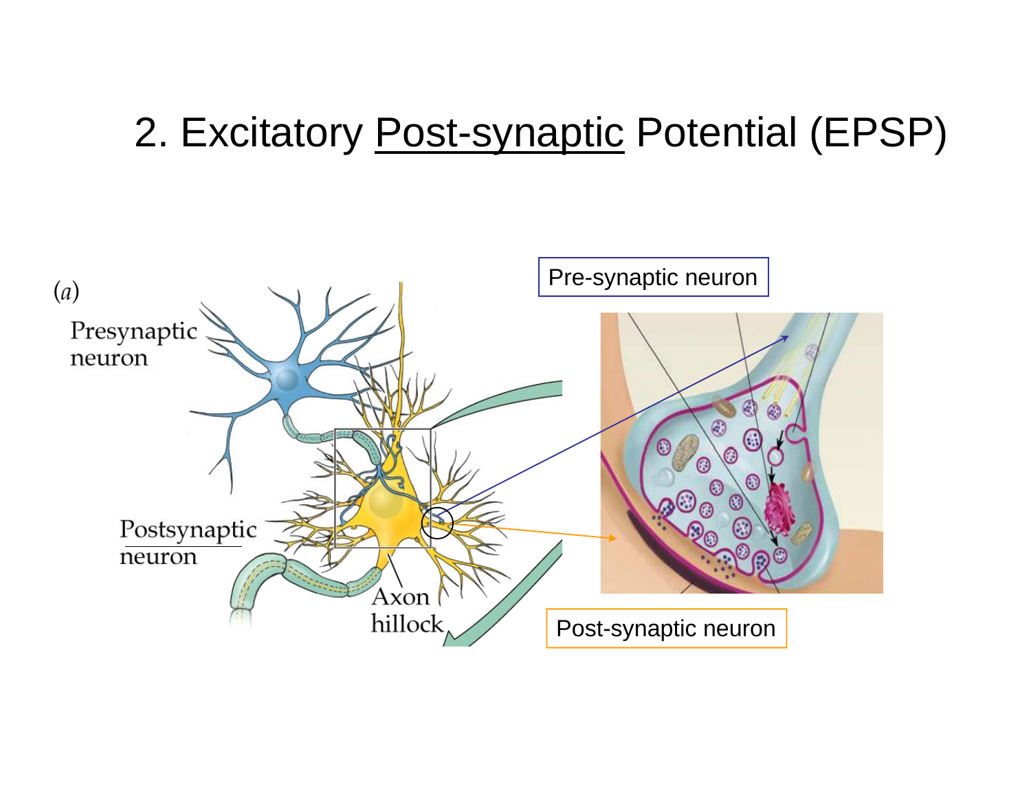# 2. Excitatory Post-synaptic Potential (EPSP)

(a)

Presynaptic neuron

Postsynaptic neuron

Axon hillock

Pre-synaptic neuron

Post-synaptic neuron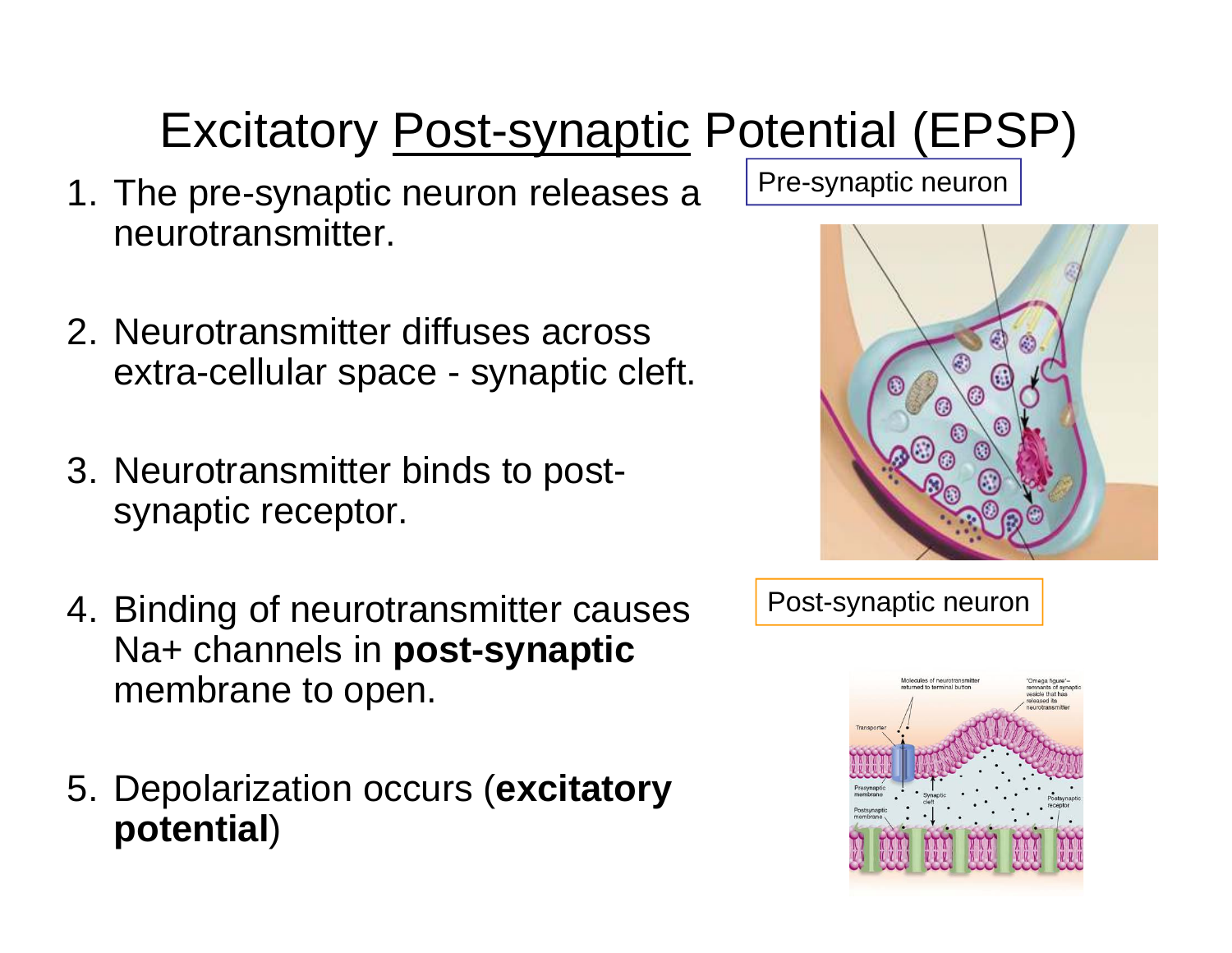# Excitatory Post-synaptic Potential (EPSP)

1. The pre-synaptic neuron releases a neurotransmitter.

2. Neurotransmitter diffuses across extra-cellular space - synaptic cleft.

3. Neurotransmitter binds to post-synaptic receptor.

4. Binding of neurotransmitter causes Na+ channels in **post-synaptic** membrane to open.

5. Depolarization occurs (**excitatory potential**)

Pre-synaptic neuron

Post-synaptic neuron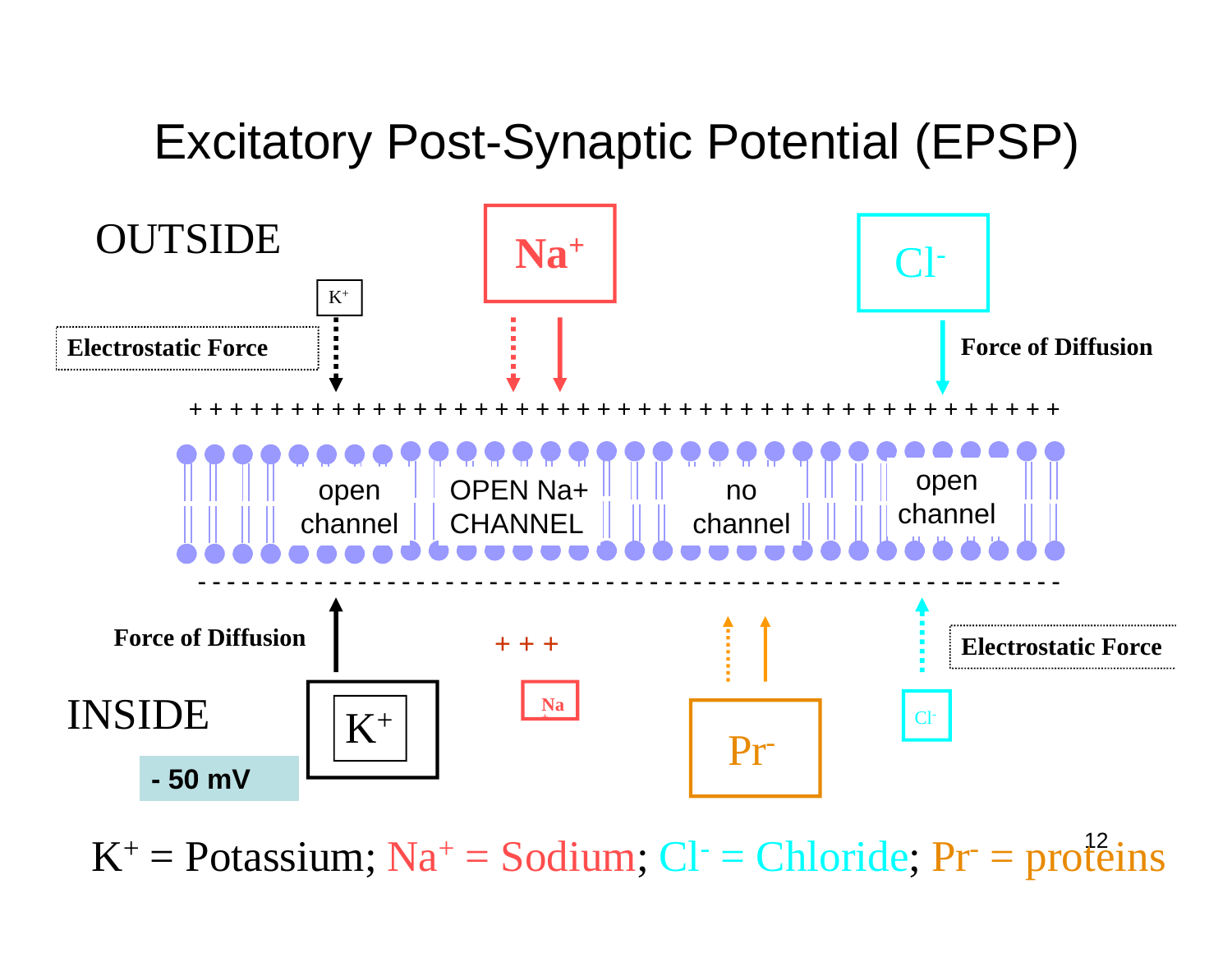# Excitatory Post-Synaptic Potential (EPSP)

OUTSIDE

$K^+$

$Na^+$

$Cl^-$

Electrostatic Force

Force of Diffusion

\+ + + + + + + + + + + + + + + + + + + + + + + + + + + + + + + + + + + + + + + + + + + + +

open channel | OPEN Na+ CHANNEL | no channel | open channel

\- - - - - - - - - - - - - - - - - - - - - - - - - - - - - - - - - - - - - - - - - - - - -

Force of Diffusion

\+ + +

Electrostatic Force

INSIDE

$K^+$

Na

$Pr^-$

$Cl^-$

\- 50 mV

$K^+$ = Potassium; $Na^+$ = Sodium; $Cl^-$ = Chloride; $Pr^-$ = proteins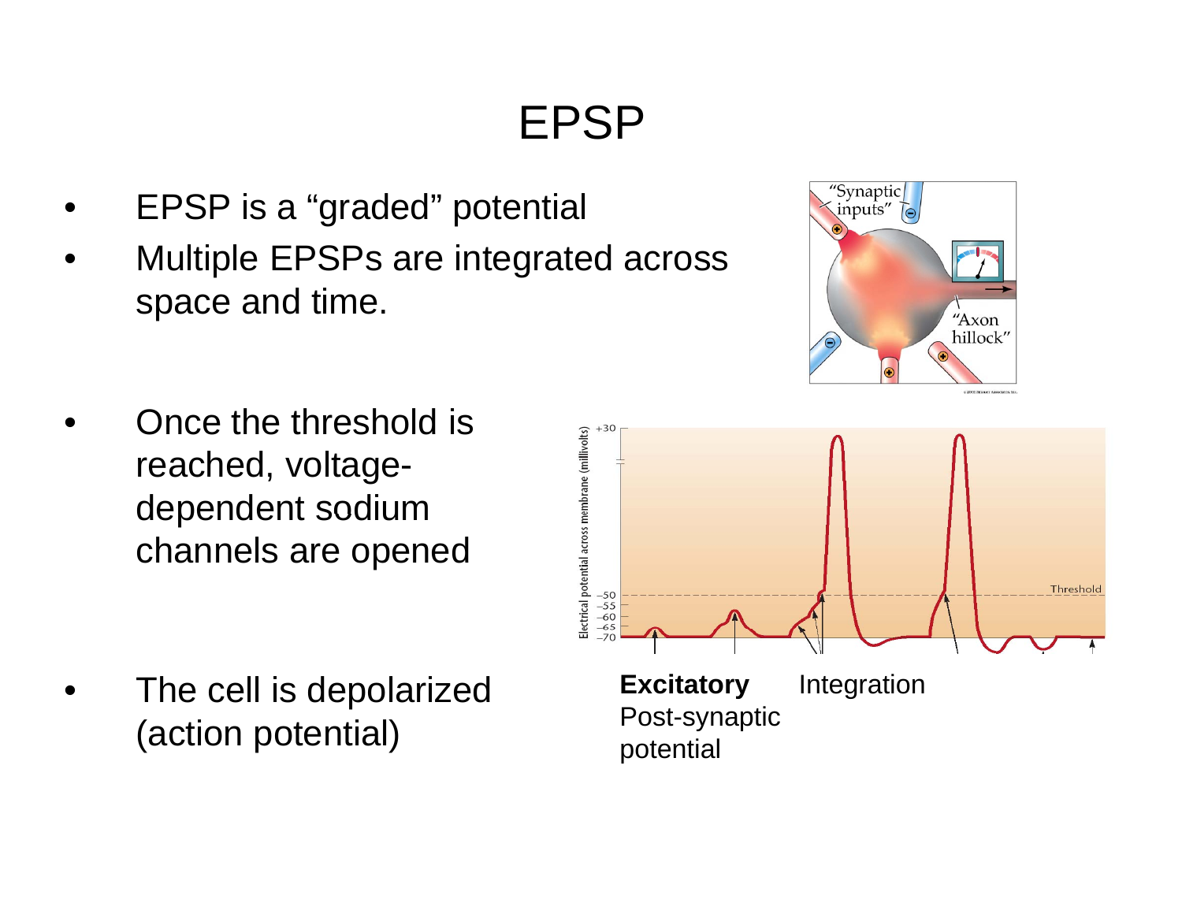# EPSP

- EPSP is a "graded" potential
- Multiple EPSPs are integrated across space and time.

- Once the threshold is reached, voltage-dependent sodium channels are opened

- The cell is depolarized (action potential)

**Excitatory** Post-synaptic potential

Integration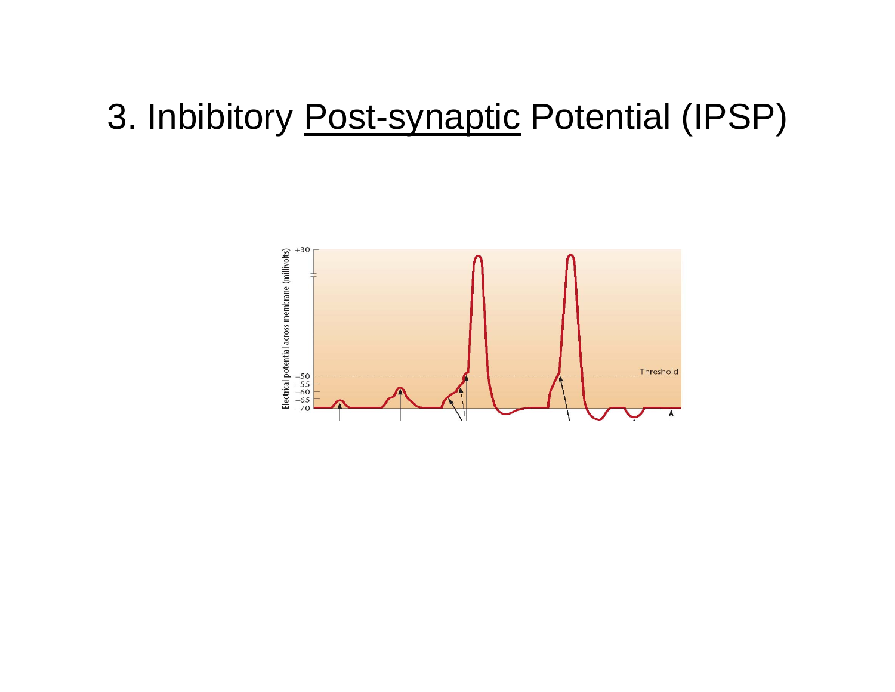# 3. Inbibitory Post-synaptic Potential (IPSP)

Electrical potential across membrane (millivolts)

+30

−50

−55

−60

−65

−70

Threshold